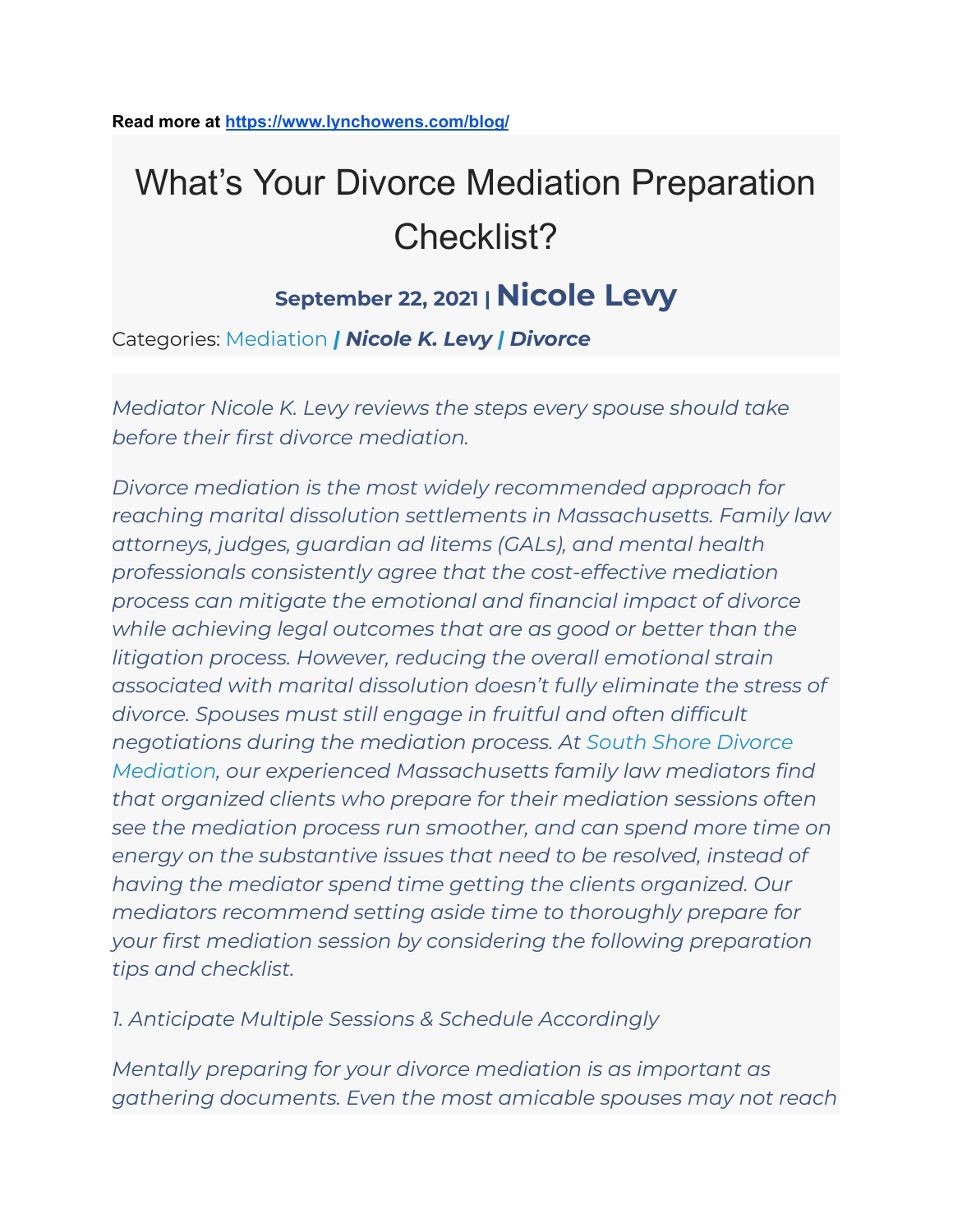**Read more at [https://www.lynchowens.com/blog/](https://www.lynchowens.com/blog/)**

# What's Your Divorce Mediation Preparation Checklist?

## September 22, 2021 | Nicole Levy

Categories: Mediation | ***Nicole K. Levy*** | ***Divorce***

*Mediator Nicole K. Levy reviews the steps every spouse should take before their first divorce mediation.*

*Divorce mediation is the most widely recommended approach for reaching marital dissolution settlements in Massachusetts. Family law attorneys, judges, guardian ad litems (GALs), and mental health professionals consistently agree that the cost-effective mediation process can mitigate the emotional and financial impact of divorce while achieving legal outcomes that are as good or better than the litigation process. However, reducing the overall emotional strain associated with marital dissolution doesn't fully eliminate the stress of divorce. Spouses must still engage in fruitful and often difficult negotiations during the mediation process. At South Shore Divorce Mediation, our experienced Massachusetts family law mediators find that organized clients who prepare for their mediation sessions often see the mediation process run smoother, and can spend more time on energy on the substantive issues that need to be resolved, instead of having the mediator spend time getting the clients organized. Our mediators recommend setting aside time to thoroughly prepare for your first mediation session by considering the following preparation tips and checklist.*

*1. Anticipate Multiple Sessions & Schedule Accordingly*

*Mentally preparing for your divorce mediation is as important as gathering documents. Even the most amicable spouses may not reach*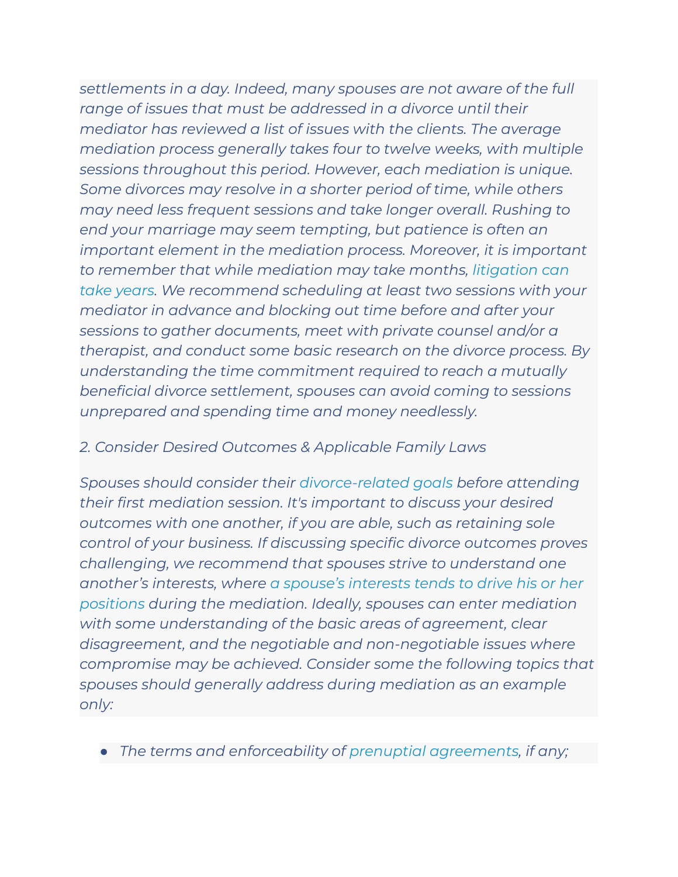*settlements in a day. Indeed, many spouses are not aware of the full range of issues that must be addressed in a divorce until their mediator has reviewed a list of issues with the clients. The average mediation process generally takes four to twelve weeks, with multiple sessions throughout this period. However, each mediation is unique. Some divorces may resolve in a shorter period of time, while others may need less frequent sessions and take longer overall. Rushing to end your marriage may seem tempting, but patience is often an important element in the mediation process. Moreover, it is important to remember that while mediation may take months, litigation can take years. We recommend scheduling at least two sessions with your mediator in advance and blocking out time before and after your sessions to gather documents, meet with private counsel and/or a therapist, and conduct some basic research on the divorce process. By understanding the time commitment required to reach a mutually beneficial divorce settlement, spouses can avoid coming to sessions unprepared and spending time and money needlessly.*

*2. Consider Desired Outcomes & Applicable Family Laws*

*Spouses should consider their divorce-related goals before attending their first mediation session. It's important to discuss your desired outcomes with one another, if you are able, such as retaining sole control of your business. If discussing specific divorce outcomes proves challenging, we recommend that spouses strive to understand one another's interests, where a spouse's interests tends to drive his or her positions during the mediation. Ideally, spouses can enter mediation with some understanding of the basic areas of agreement, clear disagreement, and the negotiable and non-negotiable issues where compromise may be achieved. Consider some the following topics that spouses should generally address during mediation as an example only:*

- *The terms and enforceability of prenuptial agreements, if any;*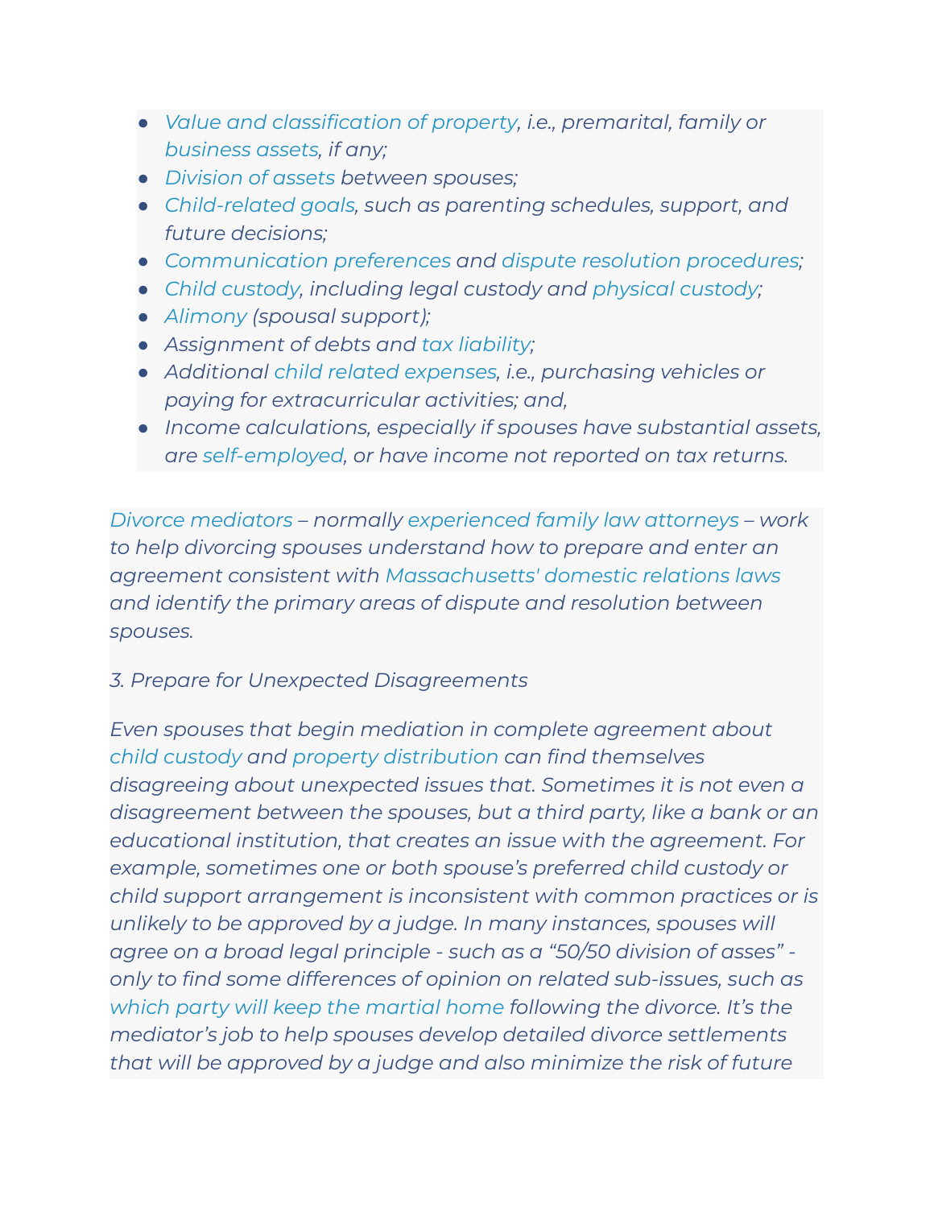- *Value and classification of property, i.e., premarital, family or business assets, if any;*
- *Division of assets between spouses;*
- *Child-related goals, such as parenting schedules, support, and future decisions;*
- *Communication preferences and dispute resolution procedures;*
- *Child custody, including legal custody and physical custody;*
- *Alimony (spousal support);*
- *Assignment of debts and tax liability;*
- *Additional child related expenses, i.e., purchasing vehicles or paying for extracurricular activities; and,*
- *Income calculations, especially if spouses have substantial assets, are self-employed, or have income not reported on tax returns.*

*Divorce mediators – normally experienced family law attorneys – work to help divorcing spouses understand how to prepare and enter an agreement consistent with Massachusetts' domestic relations laws and identify the primary areas of dispute and resolution between spouses.*

*3. Prepare for Unexpected Disagreements*

*Even spouses that begin mediation in complete agreement about child custody and property distribution can find themselves disagreeing about unexpected issues that. Sometimes it is not even a disagreement between the spouses, but a third party, like a bank or an educational institution, that creates an issue with the agreement. For example, sometimes one or both spouse's preferred child custody or child support arrangement is inconsistent with common practices or is unlikely to be approved by a judge. In many instances, spouses will agree on a broad legal principle - such as a "50/50 division of asses" - only to find some differences of opinion on related sub-issues, such as which party will keep the martial home following the divorce. It's the mediator's job to help spouses develop detailed divorce settlements that will be approved by a judge and also minimize the risk of future*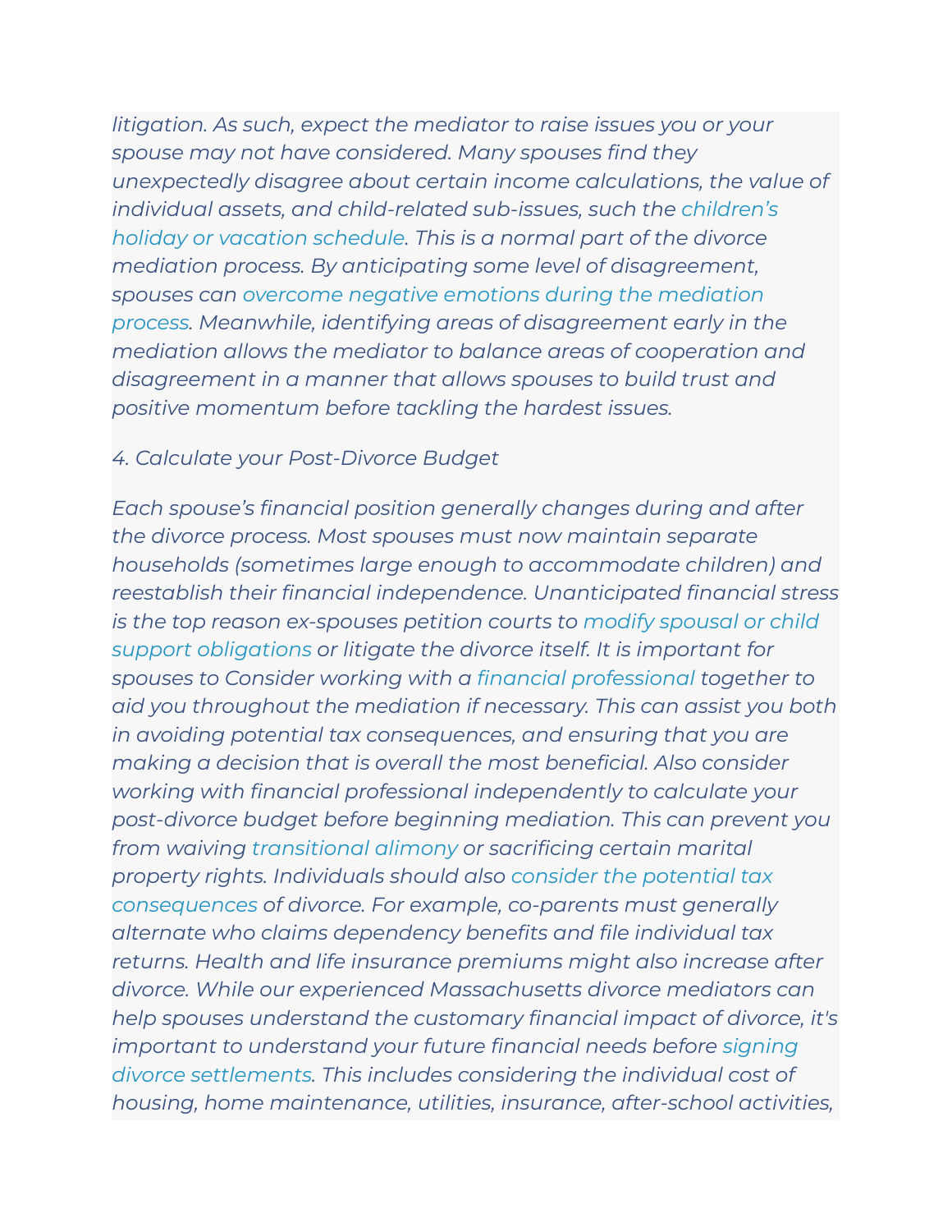*litigation. As such, expect the mediator to raise issues you or your spouse may not have considered. Many spouses find they unexpectedly disagree about certain income calculations, the value of individual assets, and child-related sub-issues, such the children's holiday or vacation schedule. This is a normal part of the divorce mediation process. By anticipating some level of disagreement, spouses can overcome negative emotions during the mediation process. Meanwhile, identifying areas of disagreement early in the mediation allows the mediator to balance areas of cooperation and disagreement in a manner that allows spouses to build trust and positive momentum before tackling the hardest issues.*

*4. Calculate your Post-Divorce Budget*

*Each spouse's financial position generally changes during and after the divorce process. Most spouses must now maintain separate households (sometimes large enough to accommodate children) and reestablish their financial independence. Unanticipated financial stress is the top reason ex-spouses petition courts to modify spousal or child support obligations or litigate the divorce itself. It is important for spouses to Consider working with a financial professional together to aid you throughout the mediation if necessary. This can assist you both in avoiding potential tax consequences, and ensuring that you are making a decision that is overall the most beneficial. Also consider working with financial professional independently to calculate your post-divorce budget before beginning mediation. This can prevent you from waiving transitional alimony or sacrificing certain marital property rights. Individuals should also consider the potential tax consequences of divorce. For example, co-parents must generally alternate who claims dependency benefits and file individual tax returns. Health and life insurance premiums might also increase after divorce. While our experienced Massachusetts divorce mediators can help spouses understand the customary financial impact of divorce, it's important to understand your future financial needs before signing divorce settlements. This includes considering the individual cost of housing, home maintenance, utilities, insurance, after-school activities,*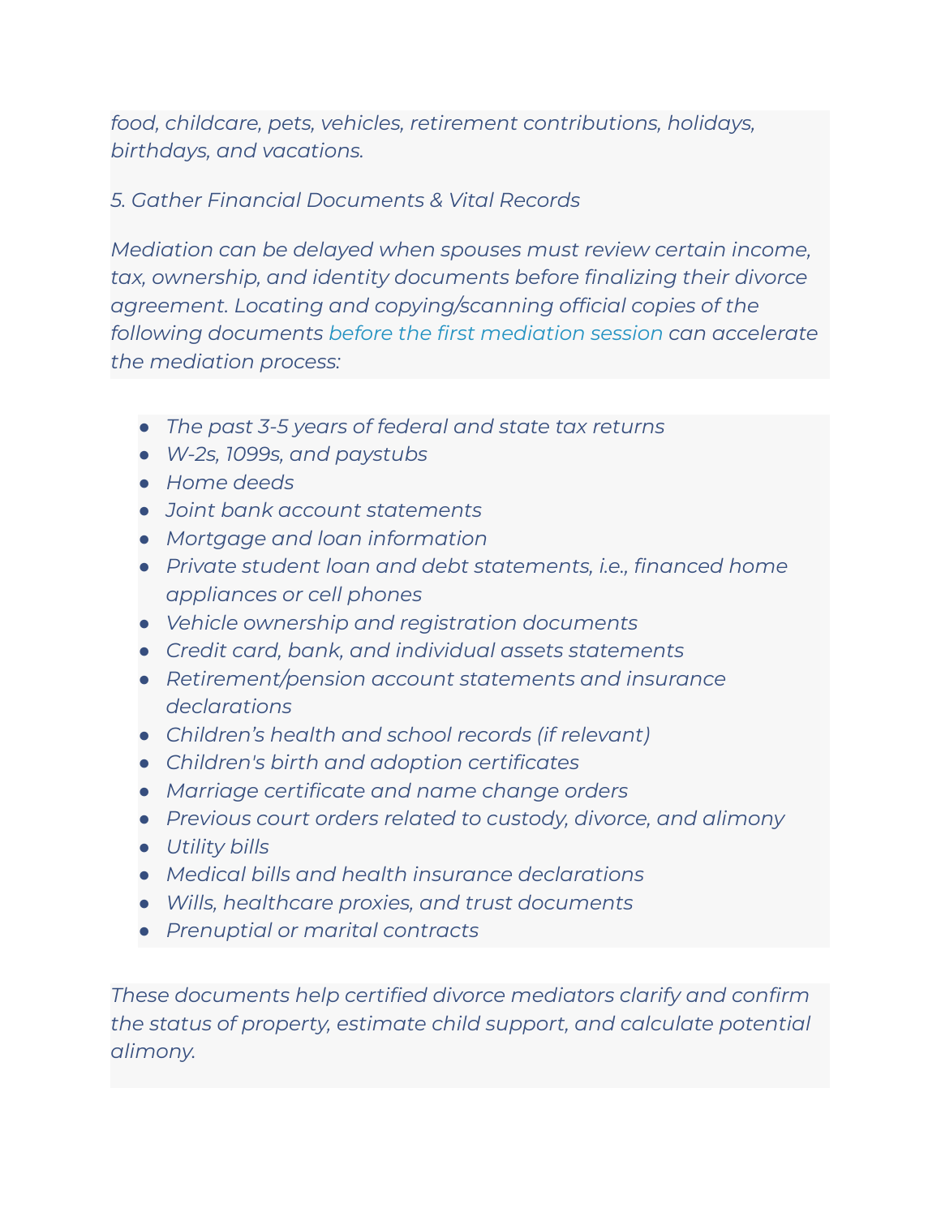*food, childcare, pets, vehicles, retirement contributions, holidays, birthdays, and vacations.*

*5. Gather Financial Documents & Vital Records*

*Mediation can be delayed when spouses must review certain income, tax, ownership, and identity documents before finalizing their divorce agreement. Locating and copying/scanning official copies of the following documents before the first mediation session can accelerate the mediation process:*

- *The past 3-5 years of federal and state tax returns*
- *W-2s, 1099s, and paystubs*
- *Home deeds*
- *Joint bank account statements*
- *Mortgage and loan information*
- *Private student loan and debt statements, i.e., financed home appliances or cell phones*
- *Vehicle ownership and registration documents*
- *Credit card, bank, and individual assets statements*
- *Retirement/pension account statements and insurance declarations*
- *Children's health and school records (if relevant)*
- *Children's birth and adoption certificates*
- *Marriage certificate and name change orders*
- *Previous court orders related to custody, divorce, and alimony*
- *Utility bills*
- *Medical bills and health insurance declarations*
- *Wills, healthcare proxies, and trust documents*
- *Prenuptial or marital contracts*

*These documents help certified divorce mediators clarify and confirm the status of property, estimate child support, and calculate potential alimony.*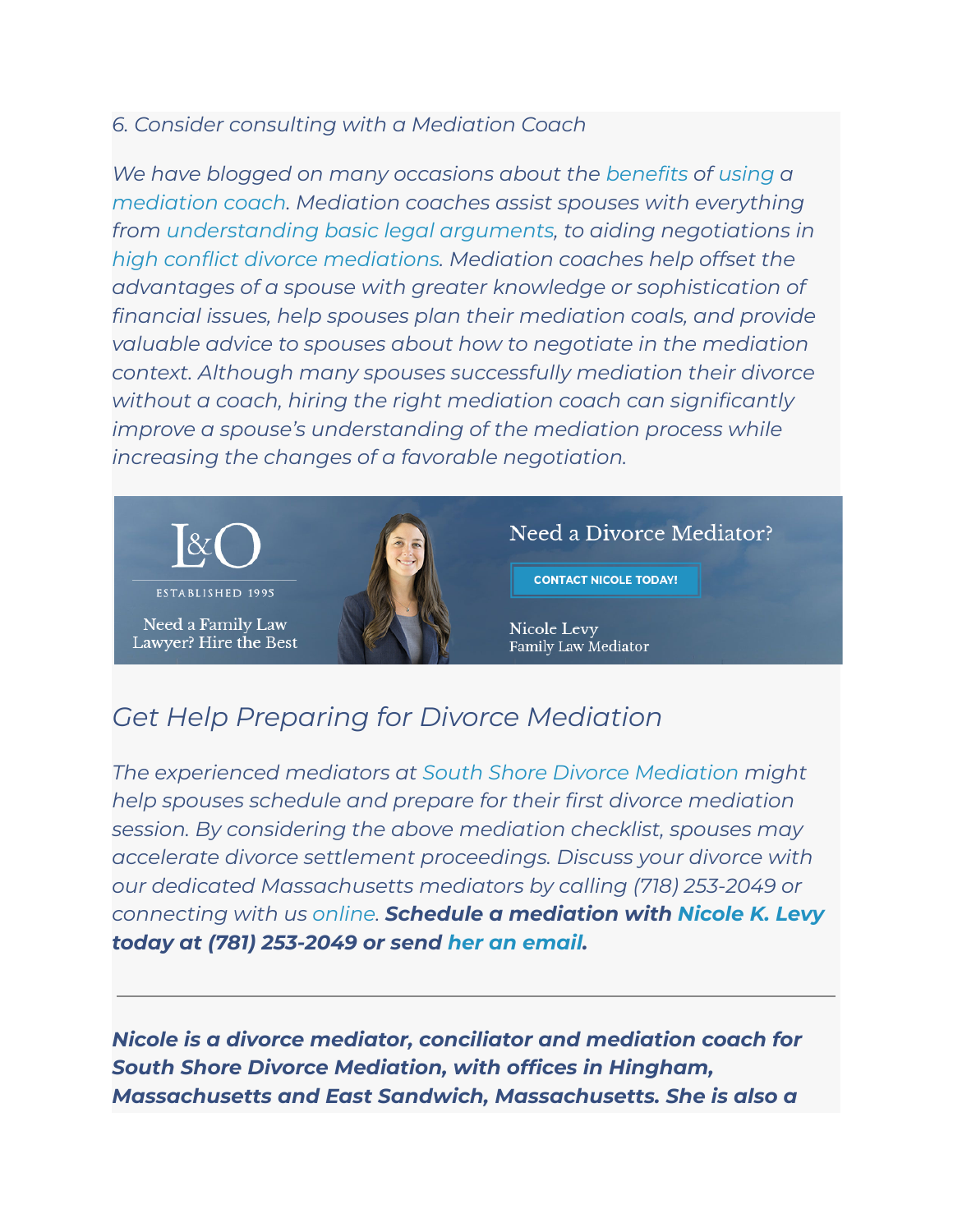*6. Consider consulting with a Mediation Coach*

*We have blogged on many occasions about the benefits of using a mediation coach. Mediation coaches assist spouses with everything from understanding basic legal arguments, to aiding negotiations in high conflict divorce mediations. Mediation coaches help offset the advantages of a spouse with greater knowledge or sophistication of financial issues, help spouses plan their mediation coals, and provide valuable advice to spouses about how to negotiate in the mediation context. Although many spouses successfully mediation their divorce without a coach, hiring the right mediation coach can significantly improve a spouse's understanding of the mediation process while increasing the changes of a favorable negotiation.*

L&O
ESTABLISHED 1995
Need a Family Law Lawyer? Hire the Best

Need a Divorce Mediator?
CONTACT NICOLE TODAY!
Nicole Levy
Family Law Mediator

## *Get Help Preparing for Divorce Mediation*

*The experienced mediators at South Shore Divorce Mediation might help spouses schedule and prepare for their first divorce mediation session. By considering the above mediation checklist, spouses may accelerate divorce settlement proceedings. Discuss your divorce with our dedicated Massachusetts mediators by calling (718) 253-2049 or connecting with us online.* ***Schedule a mediation with Nicole K. Levy today at (781) 253-2049 or send her an email.***

---

***Nicole is a divorce mediator, conciliator and mediation coach for South Shore Divorce Mediation, with offices in Hingham, Massachusetts and East Sandwich, Massachusetts. She is also a***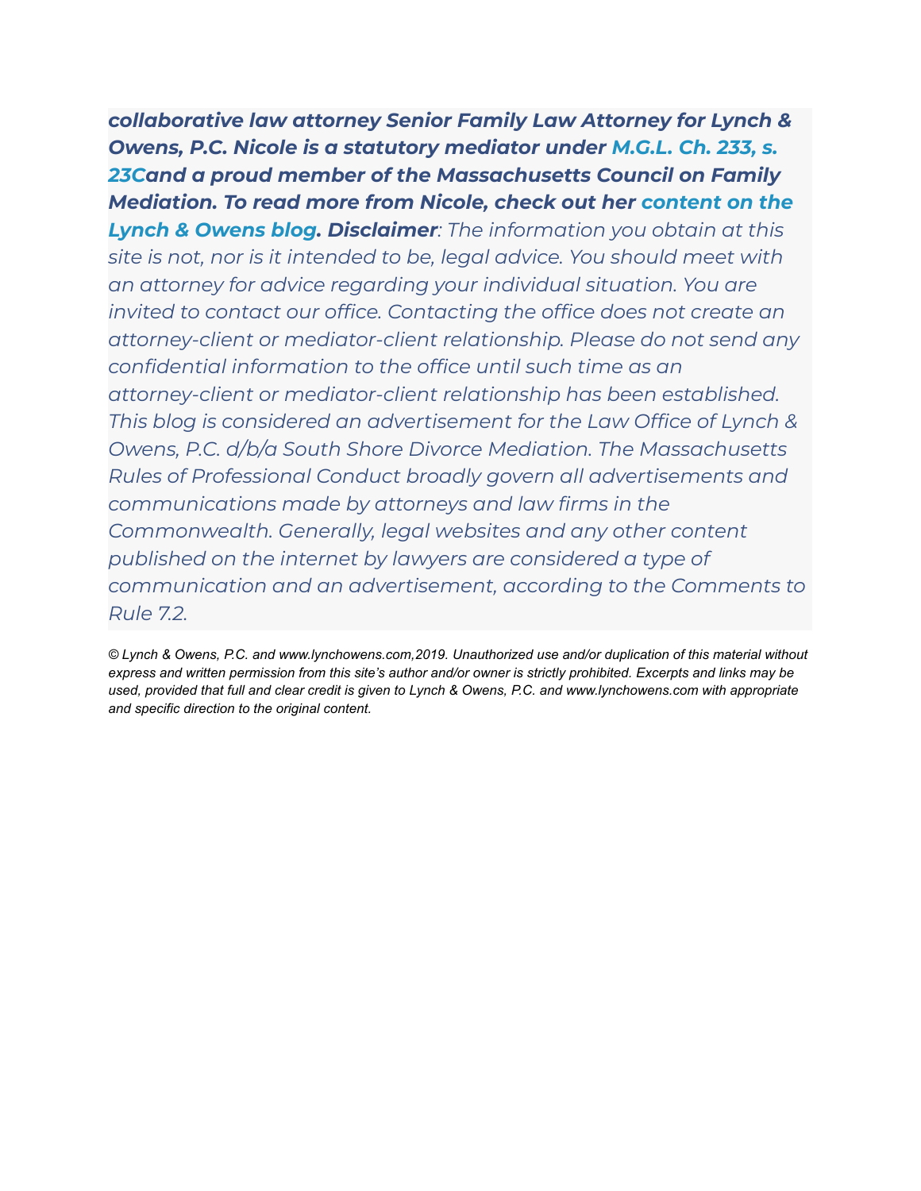***collaborative law attorney Senior Family Law Attorney for Lynch & Owens, P.C. Nicole is a statutory mediator under M.G.L. Ch. 233, s. 23Cand a proud member of the Massachusetts Council on Family Mediation. To read more from Nicole, check out her content on the Lynch & Owens blog. Disclaimer***: *The information you obtain at this site is not, nor is it intended to be, legal advice. You should meet with an attorney for advice regarding your individual situation. You are invited to contact our office. Contacting the office does not create an attorney-client or mediator-client relationship. Please do not send any confidential information to the office until such time as an attorney-client or mediator-client relationship has been established. This blog is considered an advertisement for the Law Office of Lynch & Owens, P.C. d/b/a South Shore Divorce Mediation. The Massachusetts Rules of Professional Conduct broadly govern all advertisements and communications made by attorneys and law firms in the Commonwealth. Generally, legal websites and any other content published on the internet by lawyers are considered a type of communication and an advertisement, according to the Comments to Rule 7.2.*

*© Lynch & Owens, P.C. and www.lynchowens.com,2019. Unauthorized use and/or duplication of this material without express and written permission from this site's author and/or owner is strictly prohibited. Excerpts and links may be used, provided that full and clear credit is given to Lynch & Owens, P.C. and www.lynchowens.com with appropriate and specific direction to the original content.*